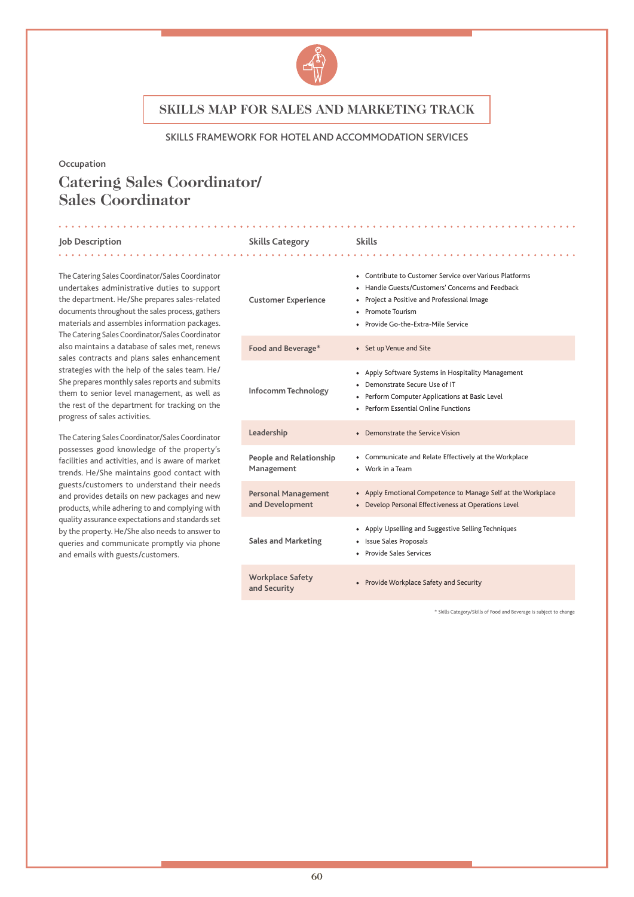# SKILLS MAP FOR SALES AND MARKETING TRACK

SKILLS FRAMEWORK FOR HOTEL AND ACCOMMODATION SERVICES

Occupation

## Catering Sales Coordinator/ Sales Coordinator

### Job Description

The Catering Sales Coordinator/Sales Coordinator undertakes administrative duties to support the department. He/She prepares sales-related documents throughout the sales process, gathers materials and assembles information packages. The Catering Sales Coordinator/Sales Coordinator also maintains a database of sales met, renews sales contracts and plans sales enhancement strategies with the help of the sales team. He/She prepares monthly sales reports and submits them to senior level management, as well as the rest of the department for tracking on the progress of sales activities.

The Catering Sales Coordinator/Sales Coordinator possesses good knowledge of the property's facilities and activities, and is aware of market trends. He/She maintains good contact with guests/customers to understand their needs and provides details on new packages and new products, while adhering to and complying with quality assurance expectations and standards set by the property. He/She also needs to answer to queries and communicate promptly via phone and emails with guests/customers.

| Skills Category | Skills |
|---|---|
| Customer Experience | • Contribute to Customer Service over Various Platforms<br>• Handle Guests/Customers' Concerns and Feedback<br>• Project a Positive and Professional Image<br>• Promote Tourism<br>• Provide Go-the-Extra-Mile Service |
| Food and Beverage* | • Set up Venue and Site |
| Infocomm Technology | • Apply Software Systems in Hospitality Management<br>• Demonstrate Secure Use of IT<br>• Perform Computer Applications at Basic Level<br>• Perform Essential Online Functions |
| Leadership | • Demonstrate the Service Vision |
| People and Relationship Management | • Communicate and Relate Effectively at the Workplace<br>• Work in a Team |
| Personal Management and Development | • Apply Emotional Competence to Manage Self at the Workplace<br>• Develop Personal Effectiveness at Operations Level |
| Sales and Marketing | • Apply Upselling and Suggestive Selling Techniques<br>• Issue Sales Proposals<br>• Provide Sales Services |
| Workplace Safety and Security | • Provide Workplace Safety and Security |

* Skills Category/Skills of Food and Beverage is subject to change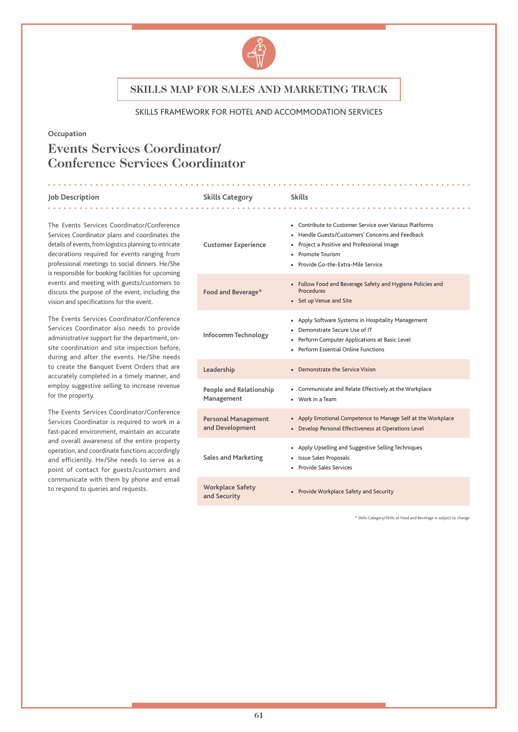# SKILLS MAP FOR SALES AND MARKETING TRACK

SKILLS FRAMEWORK FOR HOTEL AND ACCOMMODATION SERVICES

Occupation

## Events Services Coordinator/ Conference Services Coordinator

**Job Description**

The Events Services Coordinator/Conference Services Coordinator plans and coordinates the details of events, from logistics planning to intricate decorations required for events ranging from professional meetings to social dinners. He/She is responsible for booking facilities for upcoming events and meeting with guests/customers to discuss the purpose of the event, including the vision and specifications for the event.

The Events Services Coordinator/Conference Services Coordinator also needs to provide administrative support for the department, on-site coordination and site inspection before, during and after the events. He/She needs to create the Banquet Event Orders that are accurately completed in a timely manner, and employ suggestive selling to increase revenue for the property.

The Events Services Coordinator/Conference Services Coordinator is required to work in a fast-paced environment, maintain an accurate and overall awareness of the entire property operation, and coordinate functions accordingly and efficiently. He/She needs to serve as a point of contact for guests/customers and communicate with them by phone and email to respond to queries and requests.

| Skills Category | Skills |
|---|---|
| Customer Experience | • Contribute to Customer Service over Various Platforms<br>• Handle Guests/Customers' Concerns and Feedback<br>• Project a Positive and Professional Image<br>• Promote Tourism<br>• Provide Go-the-Extra-Mile Service |
| Food and Beverage* | • Follow Food and Beverage Safety and Hygiene Policies and Procedures<br>• Set up Venue and Site |
| Infocomm Technology | • Apply Software Systems in Hospitality Management<br>• Demonstrate Secure Use of IT<br>• Perform Computer Applications at Basic Level<br>• Perform Essential Online Functions |
| Leadership | • Demonstrate the Service Vision |
| People and Relationship Management | • Communicate and Relate Effectively at the Workplace<br>• Work in a Team |
| Personal Management and Development | • Apply Emotional Competence to Manage Self at the Workplace<br>• Develop Personal Effectiveness at Operations Level |
| Sales and Marketing | • Apply Upselling and Suggestive Selling Techniques<br>• Issue Sales Proposals<br>• Provide Sales Services |
| Workplace Safety and Security | • Provide Workplace Safety and Security |

\* Skills Category/Skills of Food and Beverage is subject to change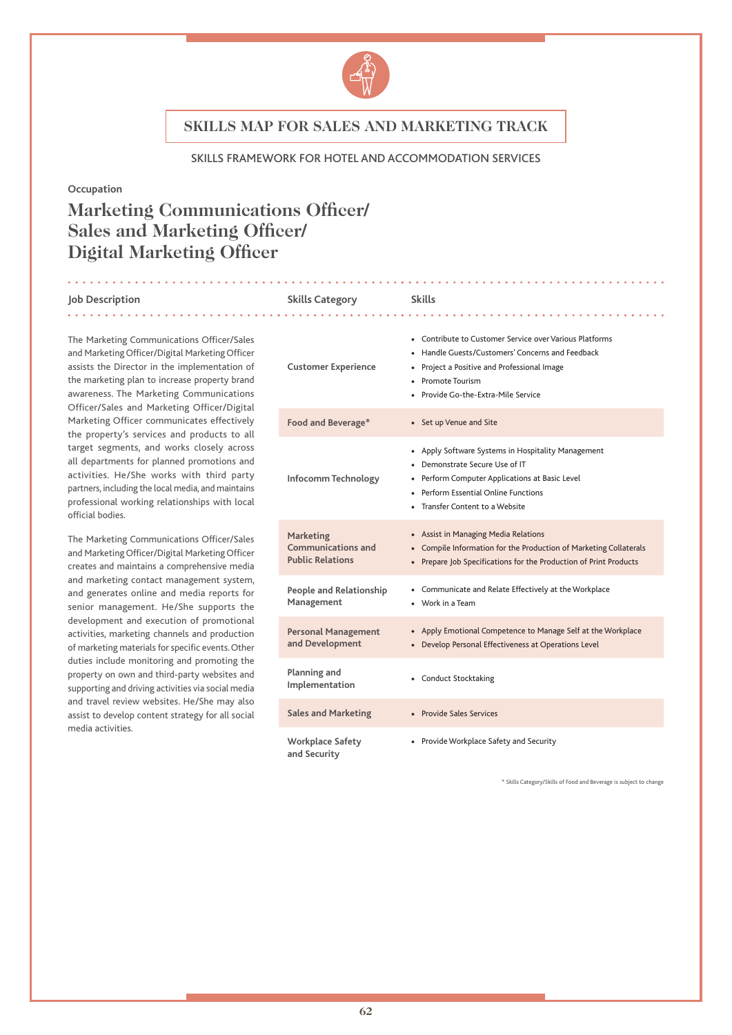# SKILLS MAP FOR SALES AND MARKETING TRACK

SKILLS FRAMEWORK FOR HOTEL AND ACCOMMODATION SERVICES

**Occupation**

## Marketing Communications Officer/ Sales and Marketing Officer/ Digital Marketing Officer

**Job Description**

The Marketing Communications Officer/Sales and Marketing Officer/Digital Marketing Officer assists the Director in the implementation of the marketing plan to increase property brand awareness. The Marketing Communications Officer/Sales and Marketing Officer/Digital Marketing Officer communicates effectively the property's services and products to all target segments, and works closely across all departments for planned promotions and activities. He/She works with third party partners, including the local media, and maintains professional working relationships with local official bodies.

The Marketing Communications Officer/Sales and Marketing Officer/Digital Marketing Officer creates and maintains a comprehensive media and marketing contact management system, and generates online and media reports for senior management. He/She supports the development and execution of promotional activities, marketing channels and production of marketing materials for specific events. Other duties include monitoring and promoting the property on own and third-party websites and supporting and driving activities via social media and travel review websites. He/She may also assist to develop content strategy for all social media activities.

| Skills Category | Skills |
|---|---|
| Customer Experience | • Contribute to Customer Service over Various Platforms<br>• Handle Guests/Customers' Concerns and Feedback<br>• Project a Positive and Professional Image<br>• Promote Tourism<br>• Provide Go-the-Extra-Mile Service |
| Food and Beverage* | • Set up Venue and Site |
| Infocomm Technology | • Apply Software Systems in Hospitality Management<br>• Demonstrate Secure Use of IT<br>• Perform Computer Applications at Basic Level<br>• Perform Essential Online Functions<br>• Transfer Content to a Website |
| Marketing Communications and Public Relations | • Assist in Managing Media Relations<br>• Compile Information for the Production of Marketing Collaterals<br>• Prepare Job Specifications for the Production of Print Products |
| People and Relationship Management | • Communicate and Relate Effectively at the Workplace<br>• Work in a Team |
| Personal Management and Development | • Apply Emotional Competence to Manage Self at the Workplace<br>• Develop Personal Effectiveness at Operations Level |
| Planning and Implementation | • Conduct Stocktaking |
| Sales and Marketing | • Provide Sales Services |
| Workplace Safety and Security | • Provide Workplace Safety and Security |

\* Skills Category/Skills of Food and Beverage is subject to change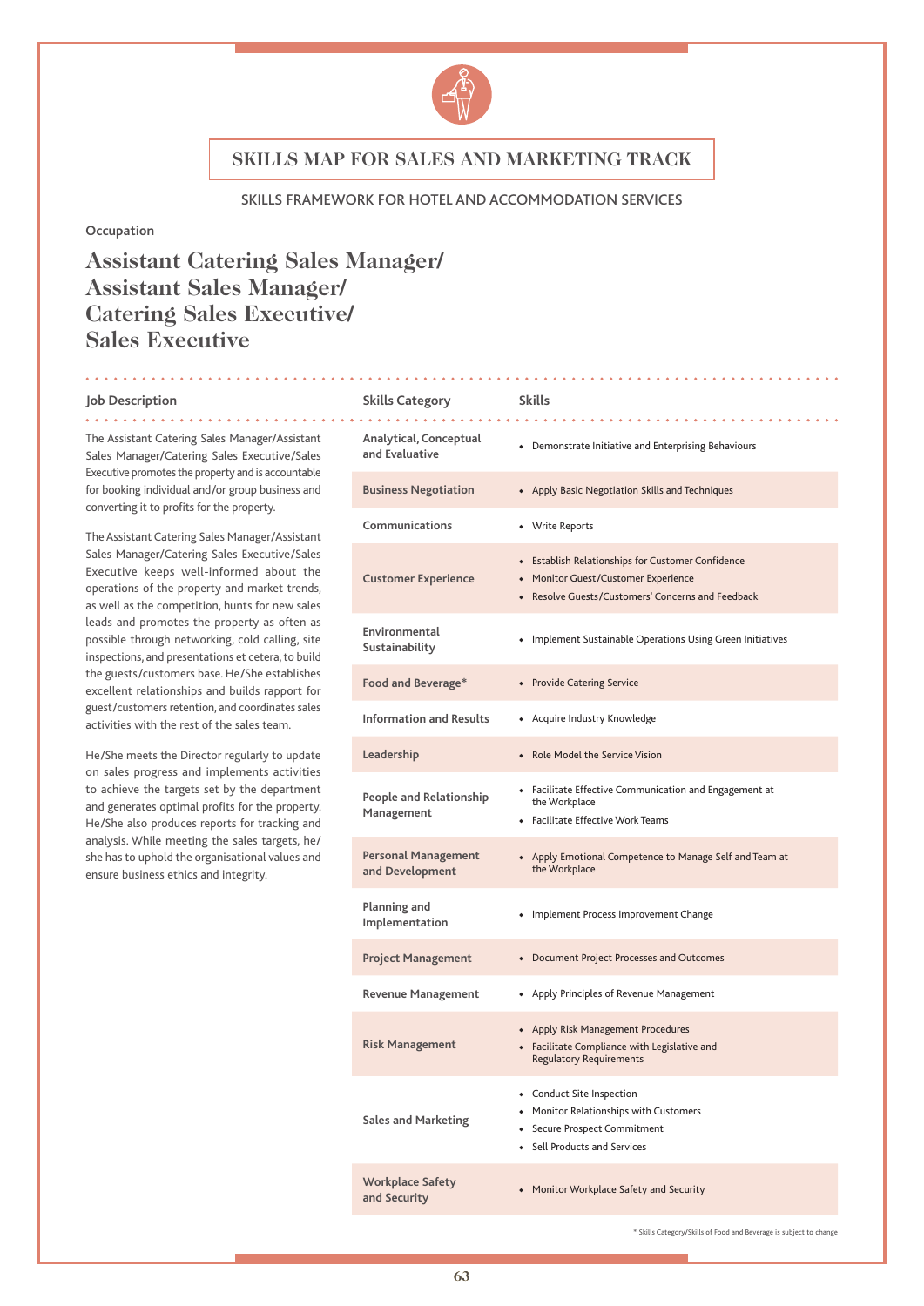# SKILLS MAP FOR SALES AND MARKETING TRACK

SKILLS FRAMEWORK FOR HOTEL AND ACCOMMODATION SERVICES

**Occupation**

## Assistant Catering Sales Manager/ Assistant Sales Manager/ Catering Sales Executive/ Sales Executive

### Job Description

The Assistant Catering Sales Manager/Assistant Sales Manager/Catering Sales Executive/Sales Executive promotes the property and is accountable for booking individual and/or group business and converting it to profits for the property.

The Assistant Catering Sales Manager/Assistant Sales Manager/Catering Sales Executive/Sales Executive keeps well-informed about the operations of the property and market trends, as well as the competition, hunts for new sales leads and promotes the property as often as possible through networking, cold calling, site inspections, and presentations et cetera, to build the guests/customers base. He/She establishes excellent relationships and builds rapport for guest/customers retention, and coordinates sales activities with the rest of the sales team.

He/She meets the Director regularly to update on sales progress and implements activities to achieve the targets set by the department and generates optimal profits for the property. He/She also produces reports for tracking and analysis. While meeting the sales targets, he/she has to uphold the organisational values and ensure business ethics and integrity.

| Skills Category | Skills |
|---|---|
| Analytical, Conceptual and Evaluative | • Demonstrate Initiative and Enterprising Behaviours |
| Business Negotiation | • Apply Basic Negotiation Skills and Techniques |
| Communications | • Write Reports |
| Customer Experience | • Establish Relationships for Customer Confidence<br>• Monitor Guest/Customer Experience<br>• Resolve Guests/Customers' Concerns and Feedback |
| Environmental Sustainability | • Implement Sustainable Operations Using Green Initiatives |
| Food and Beverage* | • Provide Catering Service |
| Information and Results | • Acquire Industry Knowledge |
| Leadership | • Role Model the Service Vision |
| People and Relationship Management | • Facilitate Effective Communication and Engagement at the Workplace<br>• Facilitate Effective Work Teams |
| Personal Management and Development | • Apply Emotional Competence to Manage Self and Team at the Workplace |
| Planning and Implementation | • Implement Process Improvement Change |
| Project Management | • Document Project Processes and Outcomes |
| Revenue Management | • Apply Principles of Revenue Management |
| Risk Management | • Apply Risk Management Procedures<br>• Facilitate Compliance with Legislative and Regulatory Requirements |
| Sales and Marketing | • Conduct Site Inspection<br>• Monitor Relationships with Customers<br>• Secure Prospect Commitment<br>• Sell Products and Services |
| Workplace Safety and Security | • Monitor Workplace Safety and Security |

\* Skills Category/Skills of Food and Beverage is subject to change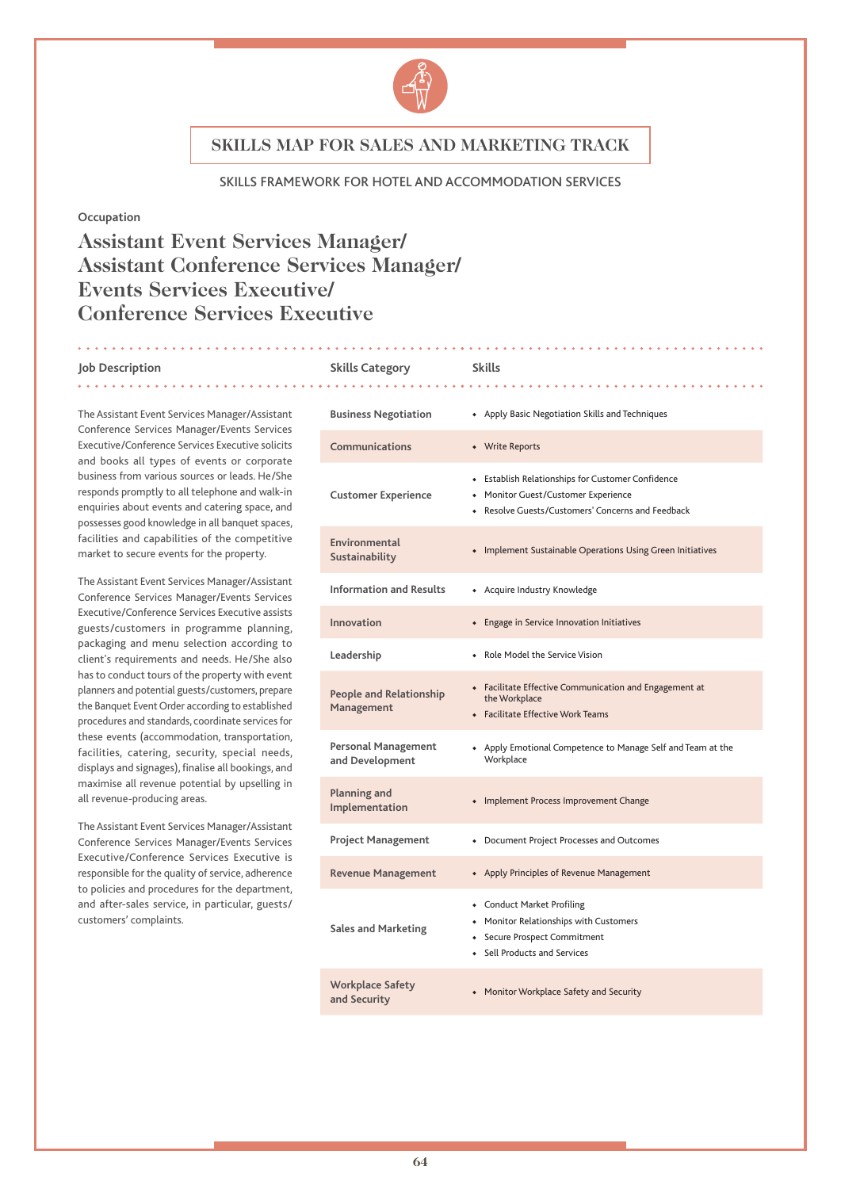# SKILLS MAP FOR SALES AND MARKETING TRACK

SKILLS FRAMEWORK FOR HOTEL AND ACCOMMODATION SERVICES

**Occupation**

## Assistant Event Services Manager/ Assistant Conference Services Manager/ Events Services Executive/ Conference Services Executive

### Job Description

The Assistant Event Services Manager/Assistant Conference Services Manager/Events Services Executive/Conference Services Executive solicits and books all types of events or corporate business from various sources or leads. He/She responds promptly to all telephone and walk-in enquiries about events and catering space, and possesses good knowledge in all banquet spaces, facilities and capabilities of the competitive market to secure events for the property.

The Assistant Event Services Manager/Assistant Conference Services Manager/Events Services Executive/Conference Services Executive assists guests/customers in programme planning, packaging and menu selection according to client's requirements and needs. He/She also has to conduct tours of the property with event planners and potential guests/customers, prepare the Banquet Event Order according to established procedures and standards, coordinate services for these events (accommodation, transportation, facilities, catering, security, special needs, displays and signages), finalise all bookings, and maximise all revenue potential by upselling in all revenue-producing areas.

The Assistant Event Services Manager/Assistant Conference Services Manager/Events Services Executive/Conference Services Executive is responsible for the quality of service, adherence to policies and procedures for the department, and after-sales service, in particular, guests/customers' complaints.

| Skills Category | Skills |
|---|---|
| Business Negotiation | • Apply Basic Negotiation Skills and Techniques |
| Communications | • Write Reports |
| Customer Experience | • Establish Relationships for Customer Confidence<br>• Monitor Guest/Customer Experience<br>• Resolve Guests/Customers' Concerns and Feedback |
| Environmental Sustainability | • Implement Sustainable Operations Using Green Initiatives |
| Information and Results | • Acquire Industry Knowledge |
| Innovation | • Engage in Service Innovation Initiatives |
| Leadership | • Role Model the Service Vision |
| People and Relationship Management | • Facilitate Effective Communication and Engagement at the Workplace<br>• Facilitate Effective Work Teams |
| Personal Management and Development | • Apply Emotional Competence to Manage Self and Team at the Workplace |
| Planning and Implementation | • Implement Process Improvement Change |
| Project Management | • Document Project Processes and Outcomes |
| Revenue Management | • Apply Principles of Revenue Management |
| Sales and Marketing | • Conduct Market Profiling<br>• Monitor Relationships with Customers<br>• Secure Prospect Commitment<br>• Sell Products and Services |
| Workplace Safety and Security | • Monitor Workplace Safety and Security |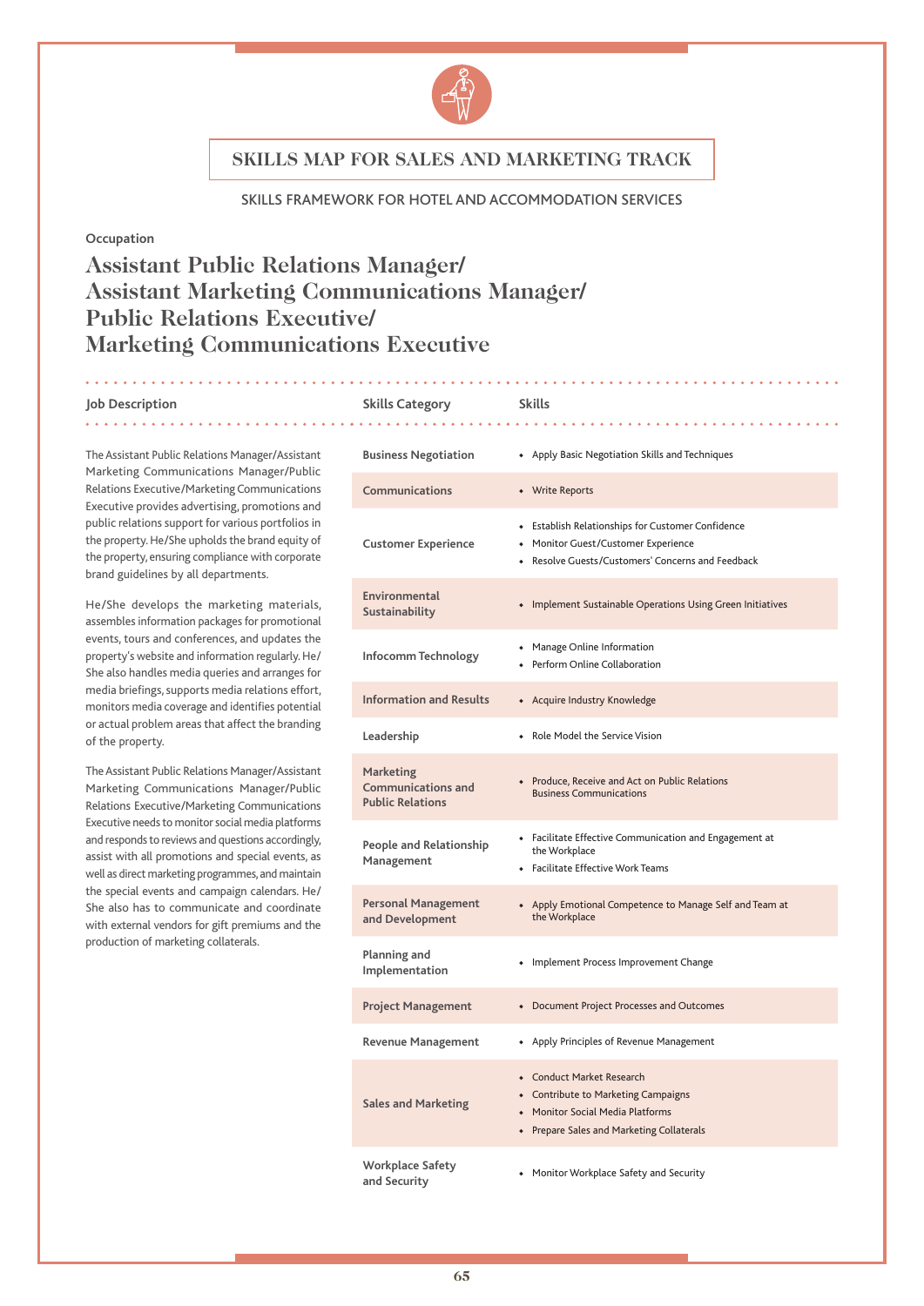# SKILLS MAP FOR SALES AND MARKETING TRACK

SKILLS FRAMEWORK FOR HOTEL AND ACCOMMODATION SERVICES

Occupation

## Assistant Public Relations Manager/ Assistant Marketing Communications Manager/ Public Relations Executive/ Marketing Communications Executive

### Job Description

The Assistant Public Relations Manager/Assistant Marketing Communications Manager/Public Relations Executive/Marketing Communications Executive provides advertising, promotions and public relations support for various portfolios in the property. He/She upholds the brand equity of the property, ensuring compliance with corporate brand guidelines by all departments.

He/She develops the marketing materials, assembles information packages for promotional events, tours and conferences, and updates the property's website and information regularly. He/She also handles media queries and arranges for media briefings, supports media relations effort, monitors media coverage and identifies potential or actual problem areas that affect the branding of the property.

The Assistant Public Relations Manager/Assistant Marketing Communications Manager/Public Relations Executive/Marketing Communications Executive needs to monitor social media platforms and responds to reviews and questions accordingly, assist with all promotions and special events, as well as direct marketing programmes, and maintain the special events and campaign calendars. He/She also has to communicate and coordinate with external vendors for gift premiums and the production of marketing collaterals.

| Skills Category | Skills |
|---|---|
| Business Negotiation | • Apply Basic Negotiation Skills and Techniques |
| Communications | • Write Reports |
| Customer Experience | • Establish Relationships for Customer Confidence<br>• Monitor Guest/Customer Experience<br>• Resolve Guests/Customers' Concerns and Feedback |
| Environmental Sustainability | • Implement Sustainable Operations Using Green Initiatives |
| Infocomm Technology | • Manage Online Information<br>• Perform Online Collaboration |
| Information and Results | • Acquire Industry Knowledge |
| Leadership | • Role Model the Service Vision |
| Marketing Communications and Public Relations | • Produce, Receive and Act on Public Relations Business Communications |
| People and Relationship Management | • Facilitate Effective Communication and Engagement at the Workplace<br>• Facilitate Effective Work Teams |
| Personal Management and Development | • Apply Emotional Competence to Manage Self and Team at the Workplace |
| Planning and Implementation | • Implement Process Improvement Change |
| Project Management | • Document Project Processes and Outcomes |
| Revenue Management | • Apply Principles of Revenue Management |
| Sales and Marketing | • Conduct Market Research<br>• Contribute to Marketing Campaigns<br>• Monitor Social Media Platforms<br>• Prepare Sales and Marketing Collaterals |
| Workplace Safety and Security | • Monitor Workplace Safety and Security |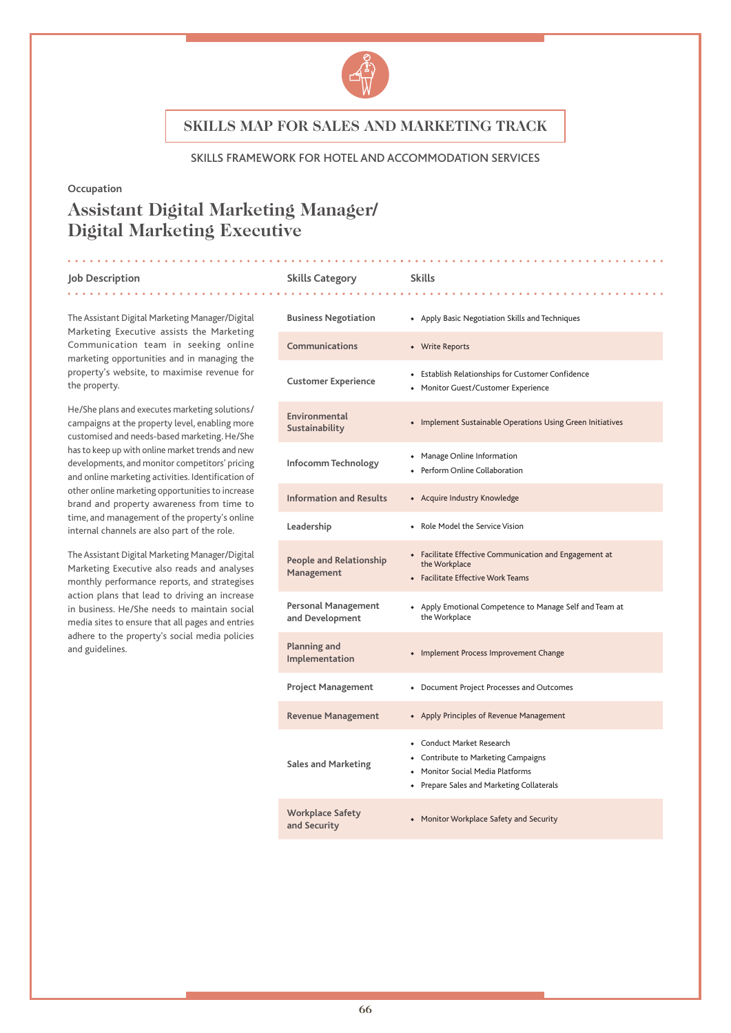# SKILLS MAP FOR SALES AND MARKETING TRACK

SKILLS FRAMEWORK FOR HOTEL AND ACCOMMODATION SERVICES

Occupation

## Assistant Digital Marketing Manager/ Digital Marketing Executive

### Job Description

The Assistant Digital Marketing Manager/Digital Marketing Executive assists the Marketing Communication team in seeking online marketing opportunities and in managing the property's website, to maximise revenue for the property.

He/She plans and executes marketing solutions/ campaigns at the property level, enabling more customised and needs-based marketing. He/She has to keep up with online market trends and new developments, and monitor competitors' pricing and online marketing activities. Identification of other online marketing opportunities to increase brand and property awareness from time to time, and management of the property's online internal channels are also part of the role.

The Assistant Digital Marketing Manager/Digital Marketing Executive also reads and analyses monthly performance reports, and strategises action plans that lead to driving an increase in business. He/She needs to maintain social media sites to ensure that all pages and entries adhere to the property's social media policies and guidelines.

| Skills Category | Skills |
|---|---|
| Business Negotiation | • Apply Basic Negotiation Skills and Techniques |
| Communications | • Write Reports |
| Customer Experience | • Establish Relationships for Customer Confidence<br>• Monitor Guest/Customer Experience |
| Environmental Sustainability | • Implement Sustainable Operations Using Green Initiatives |
| Infocomm Technology | • Manage Online Information<br>• Perform Online Collaboration |
| Information and Results | • Acquire Industry Knowledge |
| Leadership | • Role Model the Service Vision |
| People and Relationship Management | • Facilitate Effective Communication and Engagement at the Workplace<br>• Facilitate Effective Work Teams |
| Personal Management and Development | • Apply Emotional Competence to Manage Self and Team at the Workplace |
| Planning and Implementation | • Implement Process Improvement Change |
| Project Management | • Document Project Processes and Outcomes |
| Revenue Management | • Apply Principles of Revenue Management |
| Sales and Marketing | • Conduct Market Research<br>• Contribute to Marketing Campaigns<br>• Monitor Social Media Platforms<br>• Prepare Sales and Marketing Collaterals |
| Workplace Safety and Security | • Monitor Workplace Safety and Security |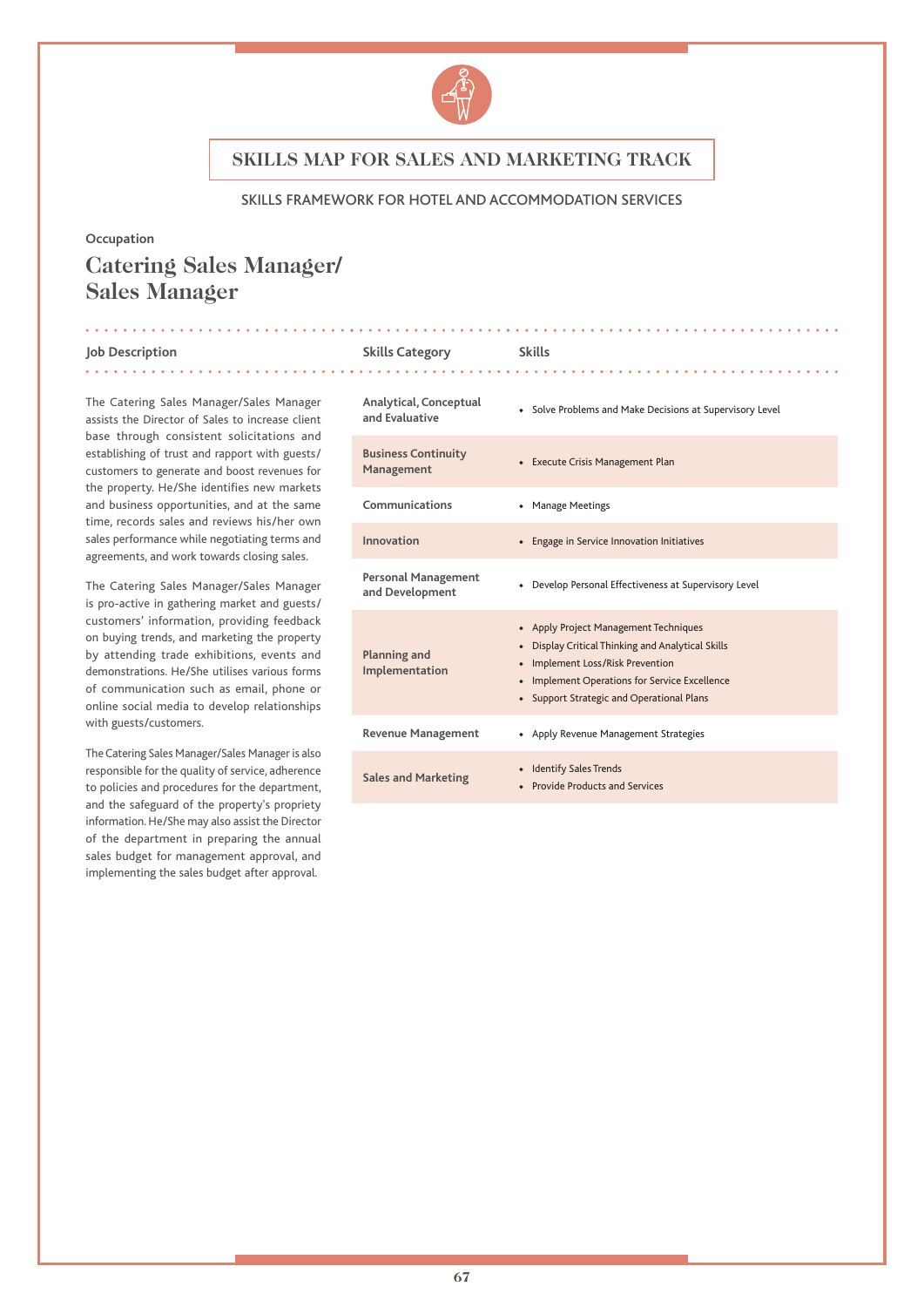# SKILLS MAP FOR SALES AND MARKETING TRACK

SKILLS FRAMEWORK FOR HOTEL AND ACCOMMODATION SERVICES

Occupation

## Catering Sales Manager/ Sales Manager

**Job Description**

The Catering Sales Manager/Sales Manager assists the Director of Sales to increase client base through consistent solicitations and establishing of trust and rapport with guests/ customers to generate and boost revenues for the property. He/She identifies new markets and business opportunities, and at the same time, records sales and reviews his/her own sales performance while negotiating terms and agreements, and work towards closing sales.

The Catering Sales Manager/Sales Manager is pro-active in gathering market and guests/ customers' information, providing feedback on buying trends, and marketing the property by attending trade exhibitions, events and demonstrations. He/She utilises various forms of communication such as email, phone or online social media to develop relationships with guests/customers.

The Catering Sales Manager/Sales Manager is also responsible for the quality of service, adherence to policies and procedures for the department, and the safeguard of the property's propriety information. He/She may also assist the Director of the department in preparing the annual sales budget for management approval, and implementing the sales budget after approval.

| Skills Category | Skills |
|---|---|
| Analytical, Conceptual and Evaluative | • Solve Problems and Make Decisions at Supervisory Level |
| Business Continuity Management | • Execute Crisis Management Plan |
| Communications | • Manage Meetings |
| Innovation | • Engage in Service Innovation Initiatives |
| Personal Management and Development | • Develop Personal Effectiveness at Supervisory Level |
| Planning and Implementation | • Apply Project Management Techniques<br>• Display Critical Thinking and Analytical Skills<br>• Implement Loss/Risk Prevention<br>• Implement Operations for Service Excellence<br>• Support Strategic and Operational Plans |
| Revenue Management | • Apply Revenue Management Strategies |
| Sales and Marketing | • Identify Sales Trends<br>• Provide Products and Services |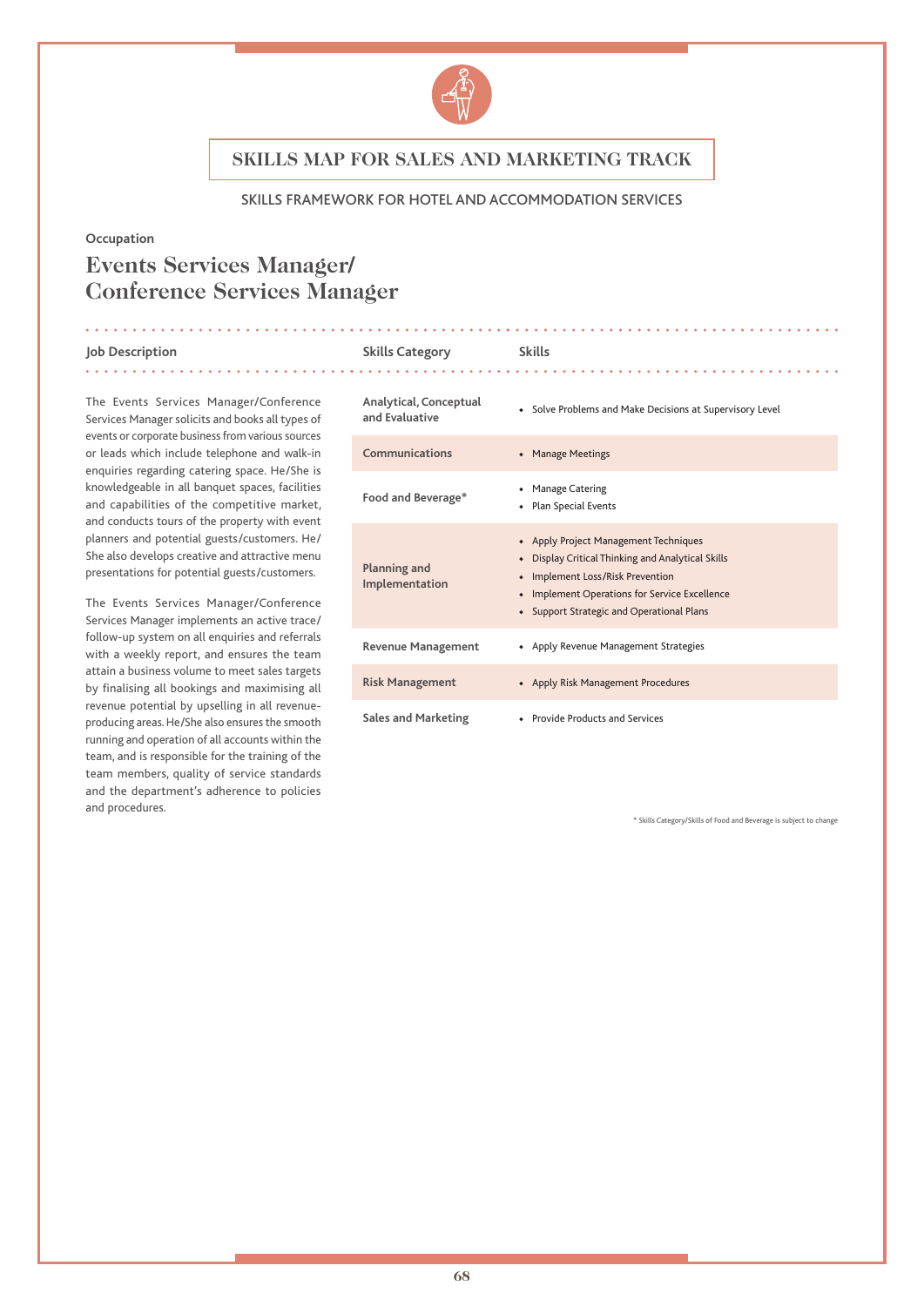# SKILLS MAP FOR SALES AND MARKETING TRACK

SKILLS FRAMEWORK FOR HOTEL AND ACCOMMODATION SERVICES

Occupation

## Events Services Manager/ Conference Services Manager

### Job Description

The Events Services Manager/Conference Services Manager solicits and books all types of events or corporate business from various sources or leads which include telephone and walk-in enquiries regarding catering space. He/She is knowledgeable in all banquet spaces, facilities and capabilities of the competitive market, and conducts tours of the property with event planners and potential guests/customers. He/She also develops creative and attractive menu presentations for potential guests/customers.

The Events Services Manager/Conference Services Manager implements an active trace/follow-up system on all enquiries and referrals with a weekly report, and ensures the team attain a business volume to meet sales targets by finalising all bookings and maximising all revenue potential by upselling in all revenue-producing areas. He/She also ensures the smooth running and operation of all accounts within the team, and is responsible for the training of the team members, quality of service standards and the department's adherence to policies and procedures.

| Skills Category | Skills |
|---|---|
| Analytical, Conceptual and Evaluative | • Solve Problems and Make Decisions at Supervisory Level |
| Communications | • Manage Meetings |
| Food and Beverage* | • Manage Catering<br>• Plan Special Events |
| Planning and Implementation | • Apply Project Management Techniques<br>• Display Critical Thinking and Analytical Skills<br>• Implement Loss/Risk Prevention<br>• Implement Operations for Service Excellence<br>• Support Strategic and Operational Plans |
| Revenue Management | • Apply Revenue Management Strategies |
| Risk Management | • Apply Risk Management Procedures |
| Sales and Marketing | • Provide Products and Services |

* Skills Category/Skills of Food and Beverage is subject to change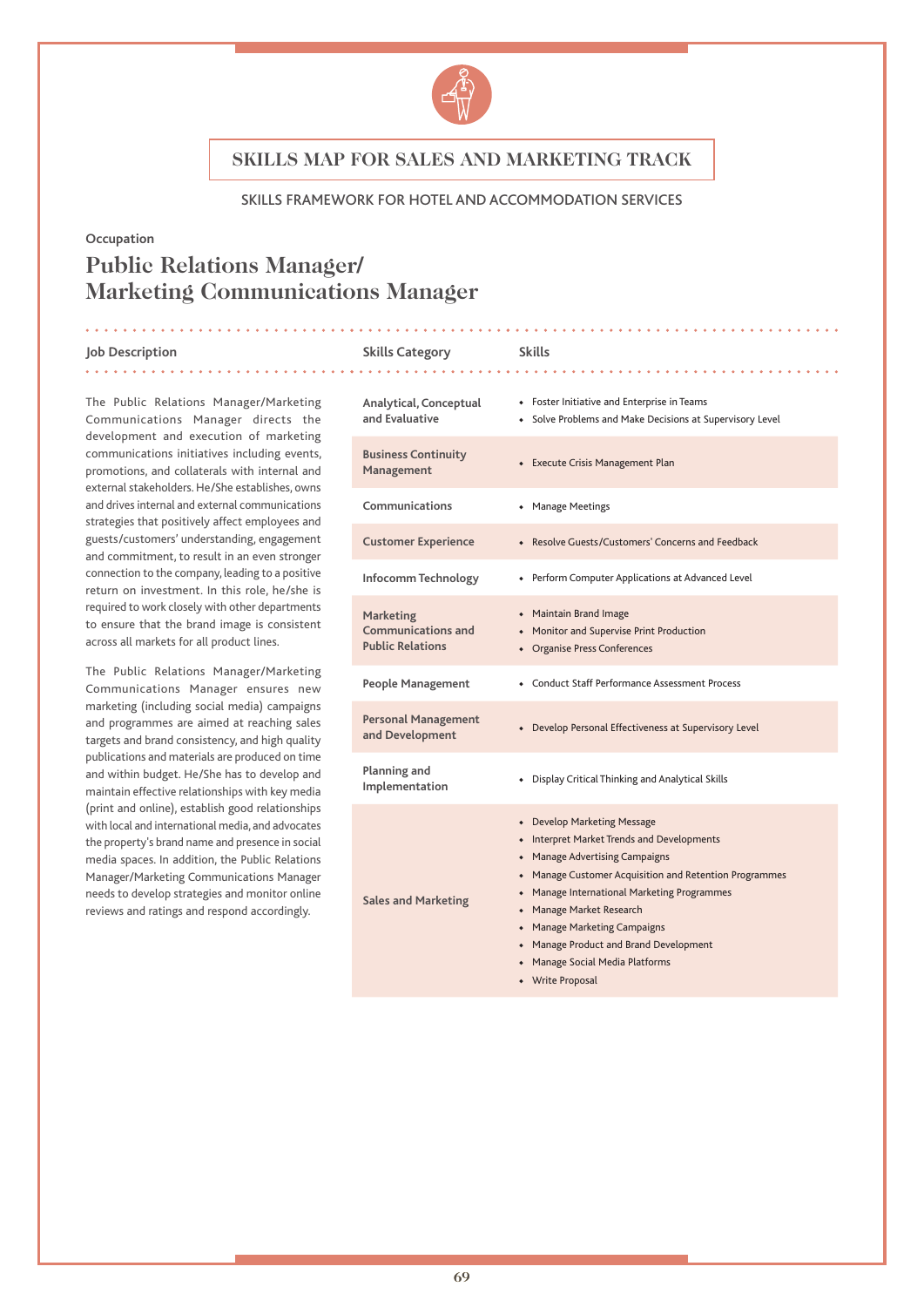# SKILLS MAP FOR SALES AND MARKETING TRACK

SKILLS FRAMEWORK FOR HOTEL AND ACCOMMODATION SERVICES

Occupation

## Public Relations Manager/ Marketing Communications Manager

### Job Description

The Public Relations Manager/Marketing Communications Manager directs the development and execution of marketing communications initiatives including events, promotions, and collaterals with internal and external stakeholders. He/She establishes, owns and drives internal and external communications strategies that positively affect employees and guests/customers' understanding, engagement and commitment, to result in an even stronger connection to the company, leading to a positive return on investment. In this role, he/she is required to work closely with other departments to ensure that the brand image is consistent across all markets for all product lines.

The Public Relations Manager/Marketing Communications Manager ensures new marketing (including social media) campaigns and programmes are aimed at reaching sales targets and brand consistency, and high quality publications and materials are produced on time and within budget. He/She has to develop and maintain effective relationships with key media (print and online), establish good relationships with local and international media, and advocates the property's brand name and presence in social media spaces. In addition, the Public Relations Manager/Marketing Communications Manager needs to develop strategies and monitor online reviews and ratings and respond accordingly.

| Skills Category | Skills |
|---|---|
| Analytical, Conceptual and Evaluative | • Foster Initiative and Enterprise in Teams<br>• Solve Problems and Make Decisions at Supervisory Level |
| Business Continuity Management | • Execute Crisis Management Plan |
| Communications | • Manage Meetings |
| Customer Experience | • Resolve Guests/Customers' Concerns and Feedback |
| Infocomm Technology | • Perform Computer Applications at Advanced Level |
| Marketing Communications and Public Relations | • Maintain Brand Image<br>• Monitor and Supervise Print Production<br>• Organise Press Conferences |
| People Management | • Conduct Staff Performance Assessment Process |
| Personal Management and Development | • Develop Personal Effectiveness at Supervisory Level |
| Planning and Implementation | • Display Critical Thinking and Analytical Skills |
| Sales and Marketing | • Develop Marketing Message<br>• Interpret Market Trends and Developments<br>• Manage Advertising Campaigns<br>• Manage Customer Acquisition and Retention Programmes<br>• Manage International Marketing Programmes<br>• Manage Market Research<br>• Manage Marketing Campaigns<br>• Manage Product and Brand Development<br>• Manage Social Media Platforms<br>• Write Proposal |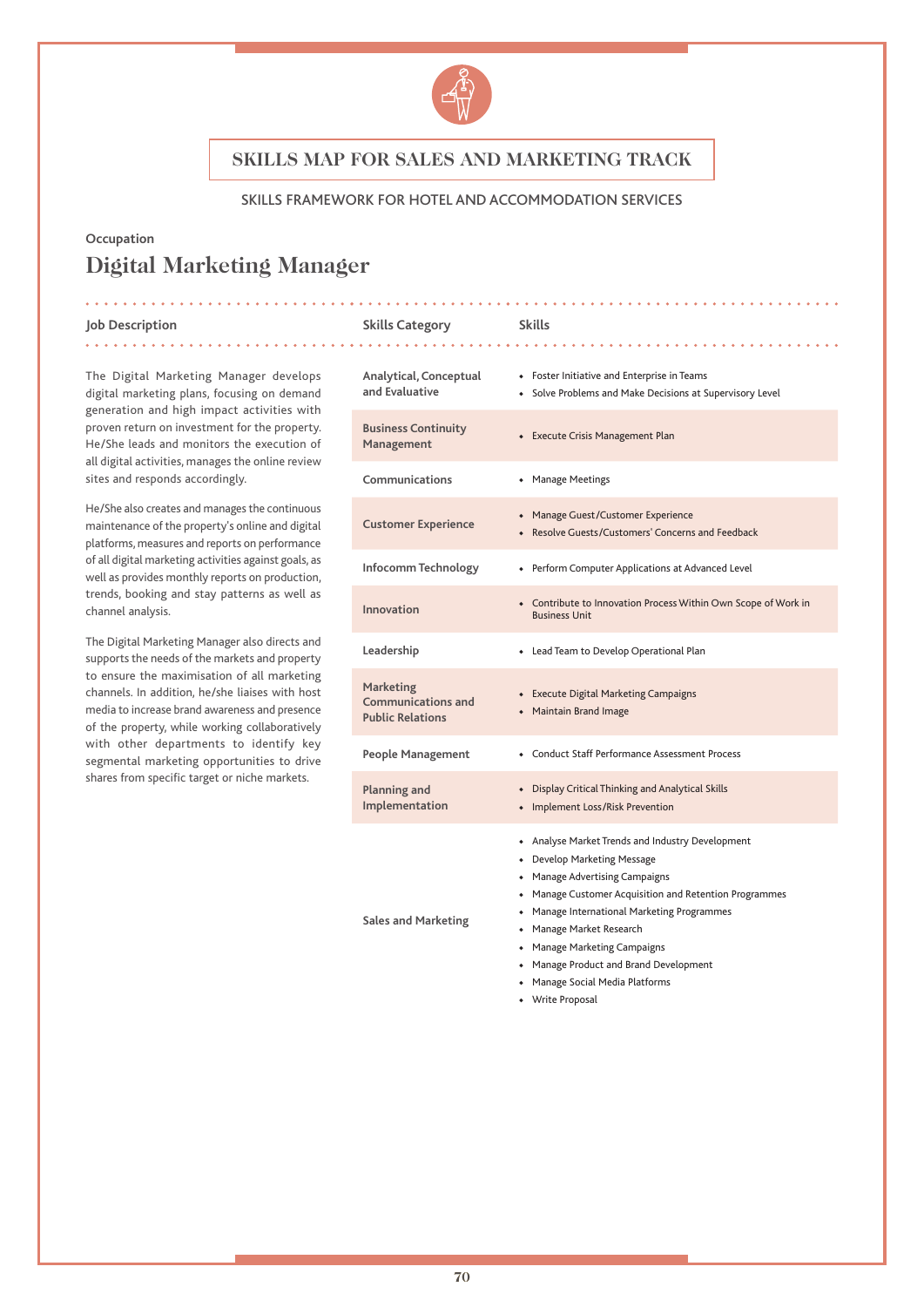# SKILLS MAP FOR SALES AND MARKETING TRACK

SKILLS FRAMEWORK FOR HOTEL AND ACCOMMODATION SERVICES

Occupation

## Digital Marketing Manager

### Job Description

The Digital Marketing Manager develops digital marketing plans, focusing on demand generation and high impact activities with proven return on investment for the property. He/She leads and monitors the execution of all digital activities, manages the online review sites and responds accordingly.

He/She also creates and manages the continuous maintenance of the property's online and digital platforms, measures and reports on performance of all digital marketing activities against goals, as well as provides monthly reports on production, trends, booking and stay patterns as well as channel analysis.

The Digital Marketing Manager also directs and supports the needs of the markets and property to ensure the maximisation of all marketing channels. In addition, he/she liaises with host media to increase brand awareness and presence of the property, while working collaboratively with other departments to identify key segmental marketing opportunities to drive shares from specific target or niche markets.

| Skills Category | Skills |
|---|---|
| Analytical, Conceptual and Evaluative | • Foster Initiative and Enterprise in Teams<br>• Solve Problems and Make Decisions at Supervisory Level |
| Business Continuity Management | • Execute Crisis Management Plan |
| Communications | • Manage Meetings |
| Customer Experience | • Manage Guest/Customer Experience<br>• Resolve Guests/Customers' Concerns and Feedback |
| Infocomm Technology | • Perform Computer Applications at Advanced Level |
| Innovation | • Contribute to Innovation Process Within Own Scope of Work in Business Unit |
| Leadership | • Lead Team to Develop Operational Plan |
| Marketing Communications and Public Relations | • Execute Digital Marketing Campaigns<br>• Maintain Brand Image |
| People Management | • Conduct Staff Performance Assessment Process |
| Planning and Implementation | • Display Critical Thinking and Analytical Skills<br>• Implement Loss/Risk Prevention |
| Sales and Marketing | • Analyse Market Trends and Industry Development<br>• Develop Marketing Message<br>• Manage Advertising Campaigns<br>• Manage Customer Acquisition and Retention Programmes<br>• Manage International Marketing Programmes<br>• Manage Market Research<br>• Manage Marketing Campaigns<br>• Manage Product and Brand Development<br>• Manage Social Media Platforms<br>• Write Proposal |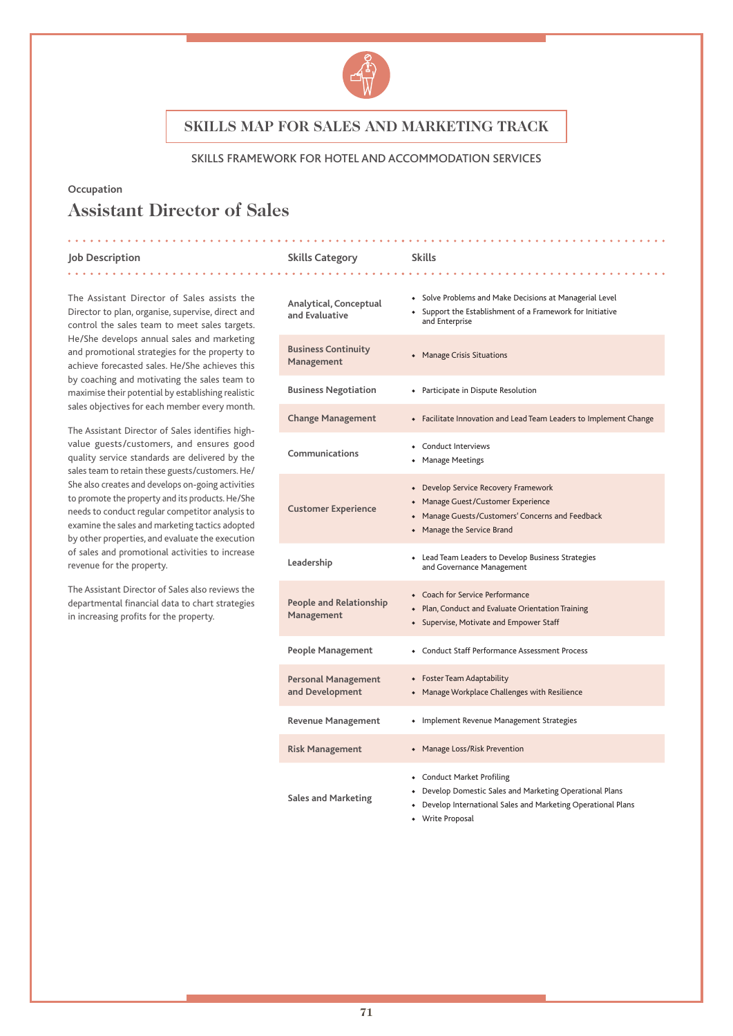# SKILLS MAP FOR SALES AND MARKETING TRACK

SKILLS FRAMEWORK FOR HOTEL AND ACCOMMODATION SERVICES

Occupation

## Assistant Director of Sales

### Job Description

The Assistant Director of Sales assists the Director to plan, organise, supervise, direct and control the sales team to meet sales targets. He/She develops annual sales and marketing and promotional strategies for the property to achieve forecasted sales. He/She achieves this by coaching and motivating the sales team to maximise their potential by establishing realistic sales objectives for each member every month.

The Assistant Director of Sales identifies high-value guests/customers, and ensures good quality service standards are delivered by the sales team to retain these guests/customers. He/She also creates and develops on-going activities to promote the property and its products. He/She needs to conduct regular competitor analysis to examine the sales and marketing tactics adopted by other properties, and evaluate the execution of sales and promotional activities to increase revenue for the property.

The Assistant Director of Sales also reviews the departmental financial data to chart strategies in increasing profits for the property.

| Skills Category | Skills |
|---|---|
| Analytical, Conceptual and Evaluative | • Solve Problems and Make Decisions at Managerial Level<br>• Support the Establishment of a Framework for Initiative and Enterprise |
| Business Continuity Management | • Manage Crisis Situations |
| Business Negotiation | • Participate in Dispute Resolution |
| Change Management | • Facilitate Innovation and Lead Team Leaders to Implement Change |
| Communications | • Conduct Interviews<br>• Manage Meetings |
| Customer Experience | • Develop Service Recovery Framework<br>• Manage Guest/Customer Experience<br>• Manage Guests/Customers' Concerns and Feedback<br>• Manage the Service Brand |
| Leadership | • Lead Team Leaders to Develop Business Strategies and Governance Management |
| People and Relationship Management | • Coach for Service Performance<br>• Plan, Conduct and Evaluate Orientation Training<br>• Supervise, Motivate and Empower Staff |
| People Management | • Conduct Staff Performance Assessment Process |
| Personal Management and Development | • Foster Team Adaptability<br>• Manage Workplace Challenges with Resilience |
| Revenue Management | • Implement Revenue Management Strategies |
| Risk Management | • Manage Loss/Risk Prevention |
| Sales and Marketing | • Conduct Market Profiling<br>• Develop Domestic Sales and Marketing Operational Plans<br>• Develop International Sales and Marketing Operational Plans<br>• Write Proposal |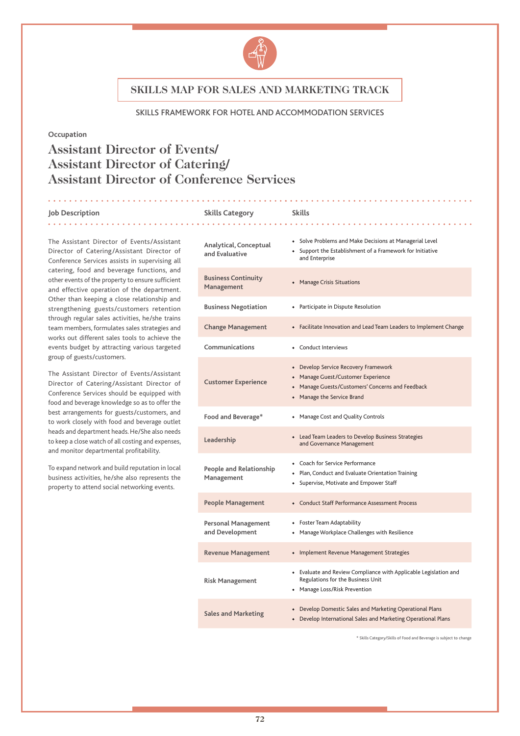# SKILLS MAP FOR SALES AND MARKETING TRACK

SKILLS FRAMEWORK FOR HOTEL AND ACCOMMODATION SERVICES

Occupation

## Assistant Director of Events/ Assistant Director of Catering/ Assistant Director of Conference Services

### Job Description

The Assistant Director of Events/Assistant Director of Catering/Assistant Director of Conference Services assists in supervising all catering, food and beverage functions, and other events of the property to ensure sufficient and effective operation of the department. Other than keeping a close relationship and strengthening guests/customers retention through regular sales activities, he/she trains team members, formulates sales strategies and works out different sales tools to achieve the events budget by attracting various targeted group of guests/customers.

The Assistant Director of Events/Assistant Director of Catering/Assistant Director of Conference Services should be equipped with food and beverage knowledge so as to offer the best arrangements for guests/customers, and to work closely with food and beverage outlet heads and department heads. He/She also needs to keep a close watch of all costing and expenses, and monitor departmental profitability.

To expand network and build reputation in local business activities, he/she also represents the property to attend social networking events.

| Skills Category | Skills |
|---|---|
| Analytical, Conceptual and Evaluative | • Solve Problems and Make Decisions at Managerial Level<br>• Support the Establishment of a Framework for Initiative and Enterprise |
| Business Continuity Management | • Manage Crisis Situations |
| Business Negotiation | • Participate in Dispute Resolution |
| Change Management | • Facilitate Innovation and Lead Team Leaders to Implement Change |
| Communications | • Conduct Interviews |
| Customer Experience | • Develop Service Recovery Framework<br>• Manage Guest/Customer Experience<br>• Manage Guests/Customers' Concerns and Feedback<br>• Manage the Service Brand |
| Food and Beverage* | • Manage Cost and Quality Controls |
| Leadership | • Lead Team Leaders to Develop Business Strategies and Governance Management |
| People and Relationship Management | • Coach for Service Performance<br>• Plan, Conduct and Evaluate Orientation Training<br>• Supervise, Motivate and Empower Staff |
| People Management | • Conduct Staff Performance Assessment Process |
| Personal Management and Development | • Foster Team Adaptability<br>• Manage Workplace Challenges with Resilience |
| Revenue Management | • Implement Revenue Management Strategies |
| Risk Management | • Evaluate and Review Compliance with Applicable Legislation and Regulations for the Business Unit<br>• Manage Loss/Risk Prevention |
| Sales and Marketing | • Develop Domestic Sales and Marketing Operational Plans<br>• Develop International Sales and Marketing Operational Plans |

* Skills Category/Skills of Food and Beverage is subject to change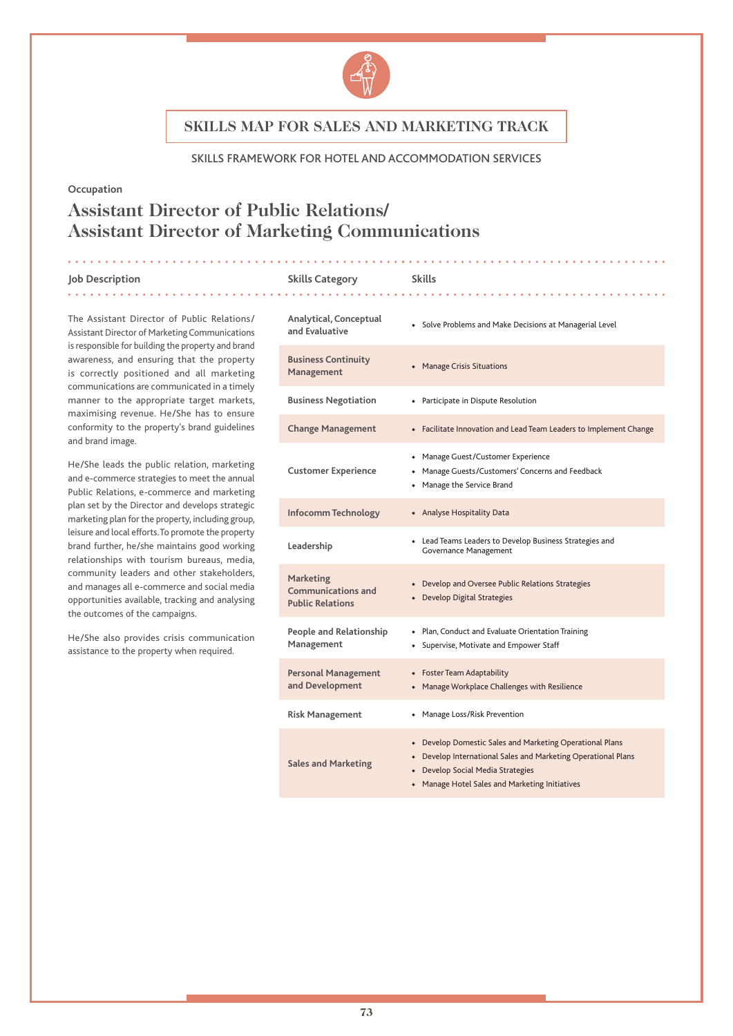# SKILLS MAP FOR SALES AND MARKETING TRACK

SKILLS FRAMEWORK FOR HOTEL AND ACCOMMODATION SERVICES

**Occupation**

## Assistant Director of Public Relations/ Assistant Director of Marketing Communications

### Job Description

The Assistant Director of Public Relations/ Assistant Director of Marketing Communications is responsible for building the property and brand awareness, and ensuring that the property is correctly positioned and all marketing communications are communicated in a timely manner to the appropriate target markets, maximising revenue. He/She has to ensure conformity to the property's brand guidelines and brand image.

He/She leads the public relation, marketing and e-commerce strategies to meet the annual Public Relations, e-commerce and marketing plan set by the Director and develops strategic marketing plan for the property, including group, leisure and local efforts. To promote the property brand further, he/she maintains good working relationships with tourism bureaus, media, community leaders and other stakeholders, and manages all e-commerce and social media opportunities available, tracking and analysing the outcomes of the campaigns.

He/She also provides crisis communication assistance to the property when required.

| Skills Category | Skills |
|---|---|
| Analytical, Conceptual and Evaluative | • Solve Problems and Make Decisions at Managerial Level |
| Business Continuity Management | • Manage Crisis Situations |
| Business Negotiation | • Participate in Dispute Resolution |
| Change Management | • Facilitate Innovation and Lead Team Leaders to Implement Change |
| Customer Experience | • Manage Guest/Customer Experience<br>• Manage Guests/Customers' Concerns and Feedback<br>• Manage the Service Brand |
| Infocomm Technology | • Analyse Hospitality Data |
| Leadership | • Lead Teams Leaders to Develop Business Strategies and Governance Management |
| Marketing Communications and Public Relations | • Develop and Oversee Public Relations Strategies<br>• Develop Digital Strategies |
| People and Relationship Management | • Plan, Conduct and Evaluate Orientation Training<br>• Supervise, Motivate and Empower Staff |
| Personal Management and Development | • Foster Team Adaptability<br>• Manage Workplace Challenges with Resilience |
| Risk Management | • Manage Loss/Risk Prevention |
| Sales and Marketing | • Develop Domestic Sales and Marketing Operational Plans<br>• Develop International Sales and Marketing Operational Plans<br>• Develop Social Media Strategies<br>• Manage Hotel Sales and Marketing Initiatives |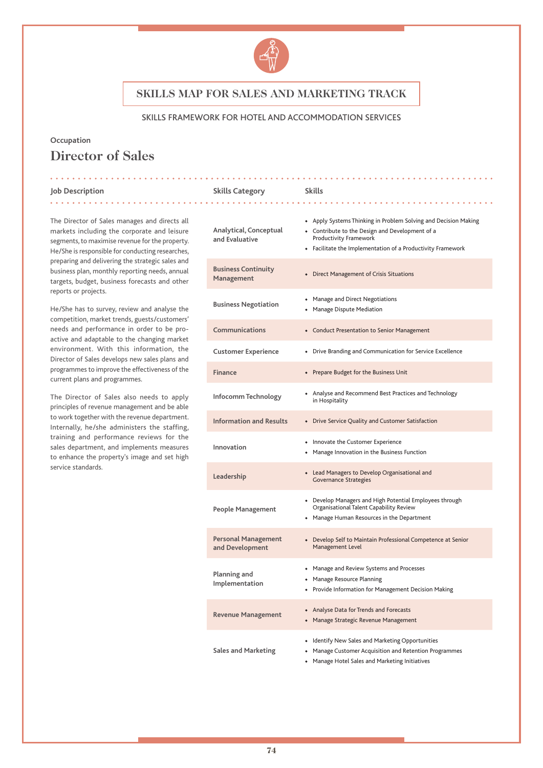# SKILLS MAP FOR SALES AND MARKETING TRACK

SKILLS FRAMEWORK FOR HOTEL AND ACCOMMODATION SERVICES

Occupation

## Director of Sales

### Job Description

The Director of Sales manages and directs all markets including the corporate and leisure segments, to maximise revenue for the property. He/She is responsible for conducting researches, preparing and delivering the strategic sales and business plan, monthly reporting needs, annual targets, budget, business forecasts and other reports or projects.

He/She has to survey, review and analyse the competition, market trends, guests/customers' needs and performance in order to be pro-active and adaptable to the changing market environment. With this information, the Director of Sales develops new sales plans and programmes to improve the effectiveness of the current plans and programmes.

The Director of Sales also needs to apply principles of revenue management and be able to work together with the revenue department. Internally, he/she administers the staffing, training and performance reviews for the sales department, and implements measures to enhance the property's image and set high service standards.

| Skills Category | Skills |
|---|---|
| Analytical, Conceptual and Evaluative | • Apply Systems Thinking in Problem Solving and Decision Making<br>• Contribute to the Design and Development of a Productivity Framework<br>• Facilitate the Implementation of a Productivity Framework |
| Business Continuity Management | • Direct Management of Crisis Situations |
| Business Negotiation | • Manage and Direct Negotiations<br>• Manage Dispute Mediation |
| Communications | • Conduct Presentation to Senior Management |
| Customer Experience | • Drive Branding and Communication for Service Excellence |
| Finance | • Prepare Budget for the Business Unit |
| Infocomm Technology | • Analyse and Recommend Best Practices and Technology in Hospitality |
| Information and Results | • Drive Service Quality and Customer Satisfaction |
| Innovation | • Innovate the Customer Experience<br>• Manage Innovation in the Business Function |
| Leadership | • Lead Managers to Develop Organisational and Governance Strategies |
| People Management | • Develop Managers and High Potential Employees through Organisational Talent Capability Review<br>• Manage Human Resources in the Department |
| Personal Management and Development | • Develop Self to Maintain Professional Competence at Senior Management Level |
| Planning and Implementation | • Manage and Review Systems and Processes<br>• Manage Resource Planning<br>• Provide Information for Management Decision Making |
| Revenue Management | • Analyse Data for Trends and Forecasts<br>• Manage Strategic Revenue Management |
| Sales and Marketing | • Identify New Sales and Marketing Opportunities<br>• Manage Customer Acquisition and Retention Programmes<br>• Manage Hotel Sales and Marketing Initiatives |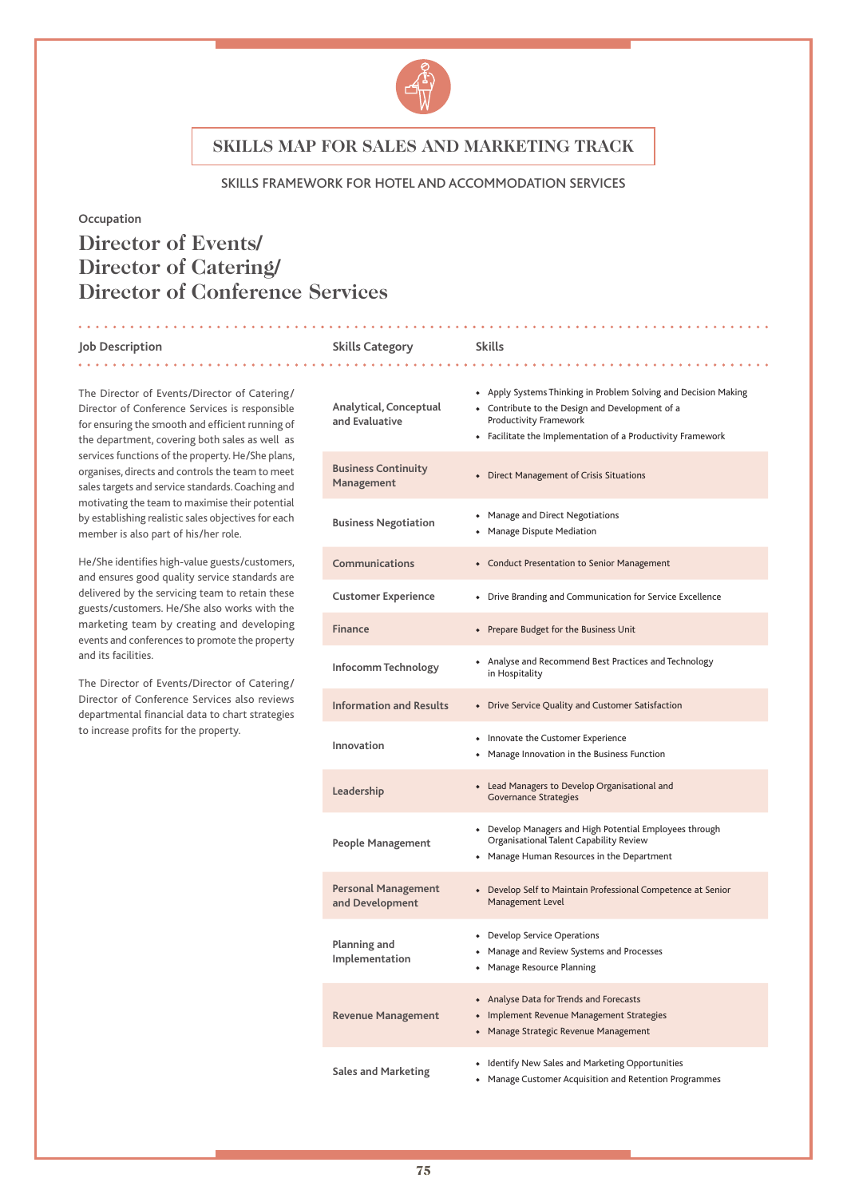# SKILLS MAP FOR SALES AND MARKETING TRACK

SKILLS FRAMEWORK FOR HOTEL AND ACCOMMODATION SERVICES

Occupation

## Director of Events/ Director of Catering/ Director of Conference Services

### Job Description

The Director of Events/Director of Catering/ Director of Conference Services is responsible for ensuring the smooth and efficient running of the department, covering both sales as well as services functions of the property. He/She plans, organises, directs and controls the team to meet sales targets and service standards. Coaching and motivating the team to maximise their potential by establishing realistic sales objectives for each member is also part of his/her role.

He/She identifies high-value guests/customers, and ensures good quality service standards are delivered by the servicing team to retain these guests/customers. He/She also works with the marketing team by creating and developing events and conferences to promote the property and its facilities.

The Director of Events/Director of Catering/ Director of Conference Services also reviews departmental financial data to chart strategies to increase profits for the property.

| Skills Category | Skills |
|---|---|
| Analytical, Conceptual and Evaluative | • Apply Systems Thinking in Problem Solving and Decision Making<br>• Contribute to the Design and Development of a Productivity Framework<br>• Facilitate the Implementation of a Productivity Framework |
| Business Continuity Management | • Direct Management of Crisis Situations |
| Business Negotiation | • Manage and Direct Negotiations<br>• Manage Dispute Mediation |
| Communications | • Conduct Presentation to Senior Management |
| Customer Experience | • Drive Branding and Communication for Service Excellence |
| Finance | • Prepare Budget for the Business Unit |
| Infocomm Technology | • Analyse and Recommend Best Practices and Technology in Hospitality |
| Information and Results | • Drive Service Quality and Customer Satisfaction |
| Innovation | • Innovate the Customer Experience<br>• Manage Innovation in the Business Function |
| Leadership | • Lead Managers to Develop Organisational and Governance Strategies |
| People Management | • Develop Managers and High Potential Employees through Organisational Talent Capability Review<br>• Manage Human Resources in the Department |
| Personal Management and Development | • Develop Self to Maintain Professional Competence at Senior Management Level |
| Planning and Implementation | • Develop Service Operations<br>• Manage and Review Systems and Processes<br>• Manage Resource Planning |
| Revenue Management | • Analyse Data for Trends and Forecasts<br>• Implement Revenue Management Strategies<br>• Manage Strategic Revenue Management |
| Sales and Marketing | • Identify New Sales and Marketing Opportunities<br>• Manage Customer Acquisition and Retention Programmes |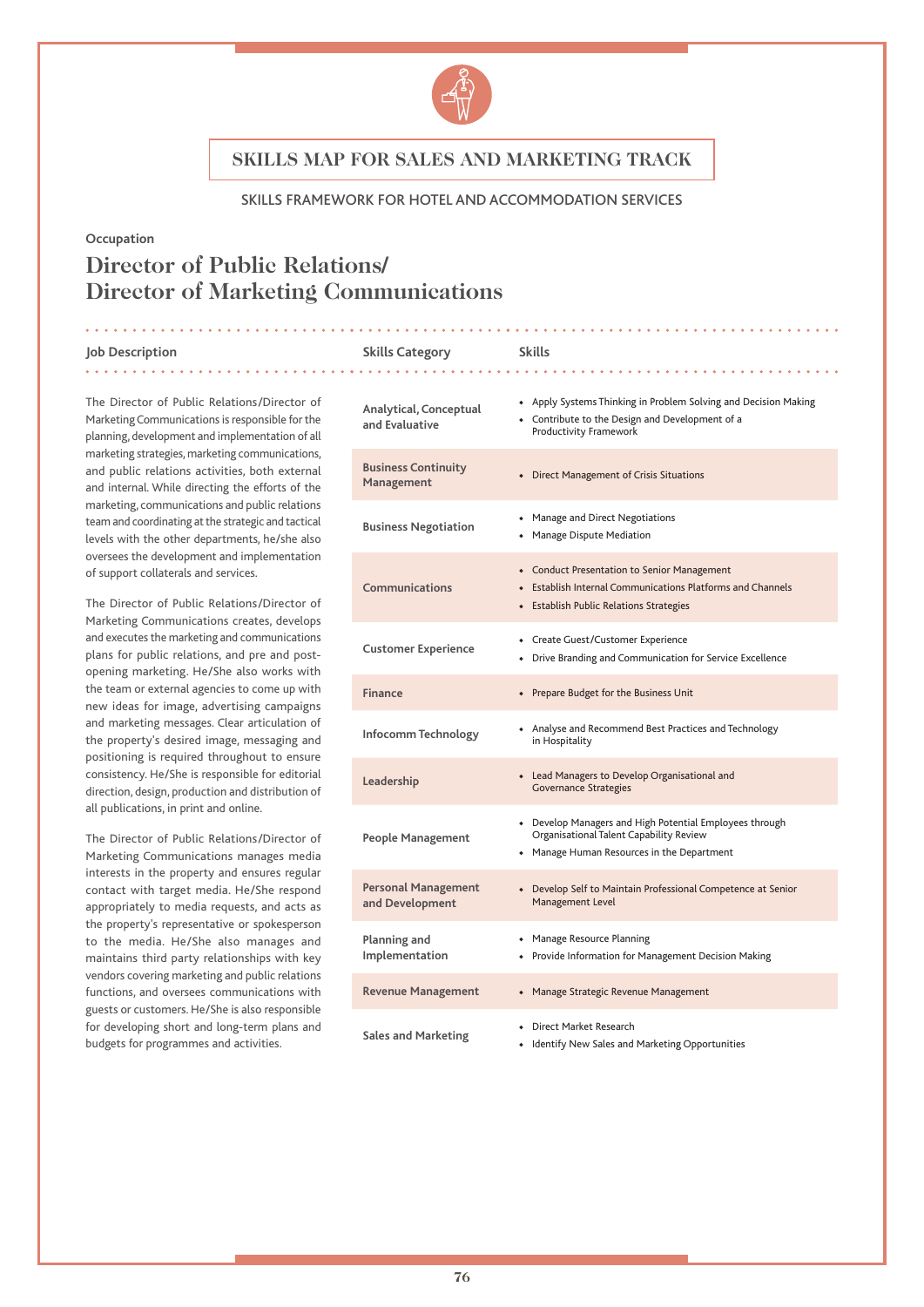# SKILLS MAP FOR SALES AND MARKETING TRACK

SKILLS FRAMEWORK FOR HOTEL AND ACCOMMODATION SERVICES

**Occupation**

## Director of Public Relations/ Director of Marketing Communications

### Job Description

The Director of Public Relations/Director of Marketing Communications is responsible for the planning, development and implementation of all marketing strategies, marketing communications, and public relations activities, both external and internal. While directing the efforts of the marketing, communications and public relations team and coordinating at the strategic and tactical levels with the other departments, he/she also oversees the development and implementation of support collaterals and services.

The Director of Public Relations/Director of Marketing Communications creates, develops and executes the marketing and communications plans for public relations, and pre and post-opening marketing. He/She also works with the team or external agencies to come up with new ideas for image, advertising campaigns and marketing messages. Clear articulation of the property's desired image, messaging and positioning is required throughout to ensure consistency. He/She is responsible for editorial direction, design, production and distribution of all publications, in print and online.

The Director of Public Relations/Director of Marketing Communications manages media interests in the property and ensures regular contact with target media. He/She respond appropriately to media requests, and acts as the property's representative or spokesperson to the media. He/She also manages and maintains third party relationships with key vendors covering marketing and public relations functions, and oversees communications with guests or customers. He/She is also responsible for developing short and long-term plans and budgets for programmes and activities.

| Skills Category | Skills |
|---|---|
| Analytical, Conceptual and Evaluative | • Apply Systems Thinking in Problem Solving and Decision Making<br>• Contribute to the Design and Development of a Productivity Framework |
| Business Continuity Management | • Direct Management of Crisis Situations |
| Business Negotiation | • Manage and Direct Negotiations<br>• Manage Dispute Mediation |
| Communications | • Conduct Presentation to Senior Management<br>• Establish Internal Communications Platforms and Channels<br>• Establish Public Relations Strategies |
| Customer Experience | • Create Guest/Customer Experience<br>• Drive Branding and Communication for Service Excellence |
| Finance | • Prepare Budget for the Business Unit |
| Infocomm Technology | • Analyse and Recommend Best Practices and Technology in Hospitality |
| Leadership | • Lead Managers to Develop Organisational and Governance Strategies |
| People Management | • Develop Managers and High Potential Employees through Organisational Talent Capability Review<br>• Manage Human Resources in the Department |
| Personal Management and Development | • Develop Self to Maintain Professional Competence at Senior Management Level |
| Planning and Implementation | • Manage Resource Planning<br>• Provide Information for Management Decision Making |
| Revenue Management | • Manage Strategic Revenue Management |
| Sales and Marketing | • Direct Market Research<br>• Identify New Sales and Marketing Opportunities |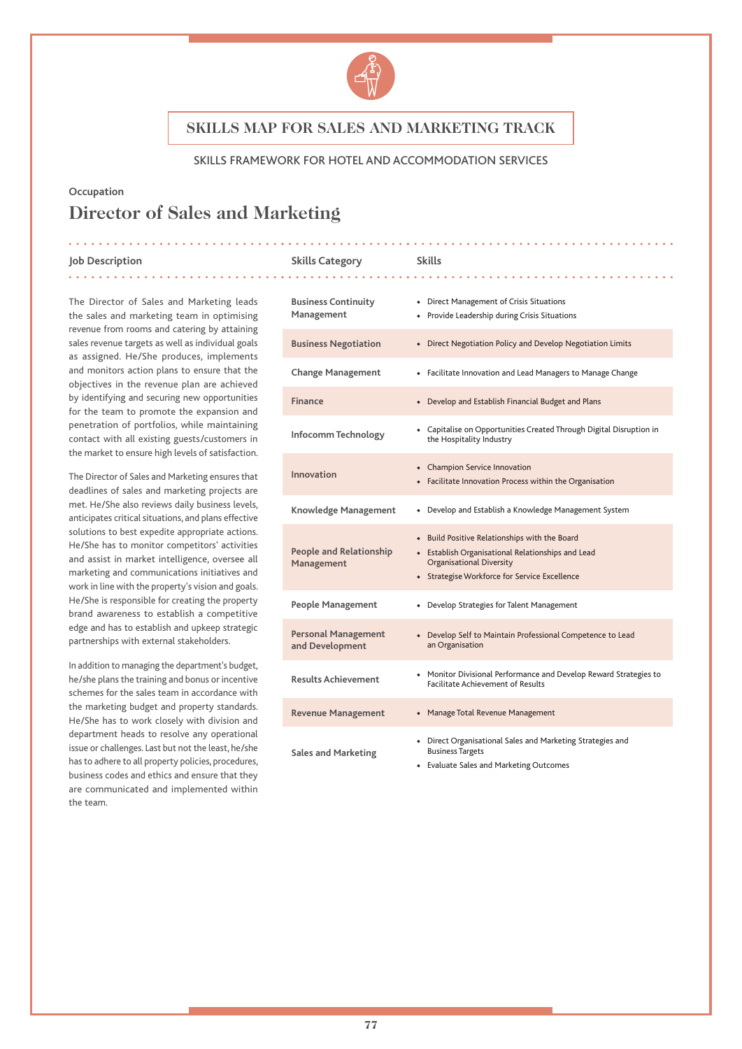## SKILLS MAP FOR SALES AND MARKETING TRACK

SKILLS FRAMEWORK FOR HOTEL AND ACCOMMODATION SERVICES

Occupation

# Director of Sales and Marketing

### Job Description

The Director of Sales and Marketing leads the sales and marketing team in optimising revenue from rooms and catering by attaining sales revenue targets as well as individual goals as assigned. He/She produces, implements and monitors action plans to ensure that the objectives in the revenue plan are achieved by identifying and securing new opportunities for the team to promote the expansion and penetration of portfolios, while maintaining contact with all existing guests/customers in the market to ensure high levels of satisfaction.

The Director of Sales and Marketing ensures that deadlines of sales and marketing projects are met. He/She also reviews daily business levels, anticipates critical situations, and plans effective solutions to best expedite appropriate actions. He/She has to monitor competitors' activities and assist in market intelligence, oversee all marketing and communications initiatives and work in line with the property's vision and goals. He/She is responsible for creating the property brand awareness to establish a competitive edge and has to establish and upkeep strategic partnerships with external stakeholders.

In addition to managing the department's budget, he/she plans the training and bonus or incentive schemes for the sales team in accordance with the marketing budget and property standards. He/She has to work closely with division and department heads to resolve any operational issue or challenges. Last but not the least, he/she has to adhere to all property policies, procedures, business codes and ethics and ensure that they are communicated and implemented within the team.

| Skills Category | Skills |
|---|---|
| Business Continuity Management | • Direct Management of Crisis Situations<br>• Provide Leadership during Crisis Situations |
| Business Negotiation | • Direct Negotiation Policy and Develop Negotiation Limits |
| Change Management | • Facilitate Innovation and Lead Managers to Manage Change |
| Finance | • Develop and Establish Financial Budget and Plans |
| Infocomm Technology | • Capitalise on Opportunities Created Through Digital Disruption in the Hospitality Industry |
| Innovation | • Champion Service Innovation<br>• Facilitate Innovation Process within the Organisation |
| Knowledge Management | • Develop and Establish a Knowledge Management System |
| People and Relationship Management | • Build Positive Relationships with the Board<br>• Establish Organisational Relationships and Lead Organisational Diversity<br>• Strategise Workforce for Service Excellence |
| People Management | • Develop Strategies for Talent Management |
| Personal Management and Development | • Develop Self to Maintain Professional Competence to Lead an Organisation |
| Results Achievement | • Monitor Divisional Performance and Develop Reward Strategies to Facilitate Achievement of Results |
| Revenue Management | • Manage Total Revenue Management |
| Sales and Marketing | • Direct Organisational Sales and Marketing Strategies and Business Targets<br>• Evaluate Sales and Marketing Outcomes |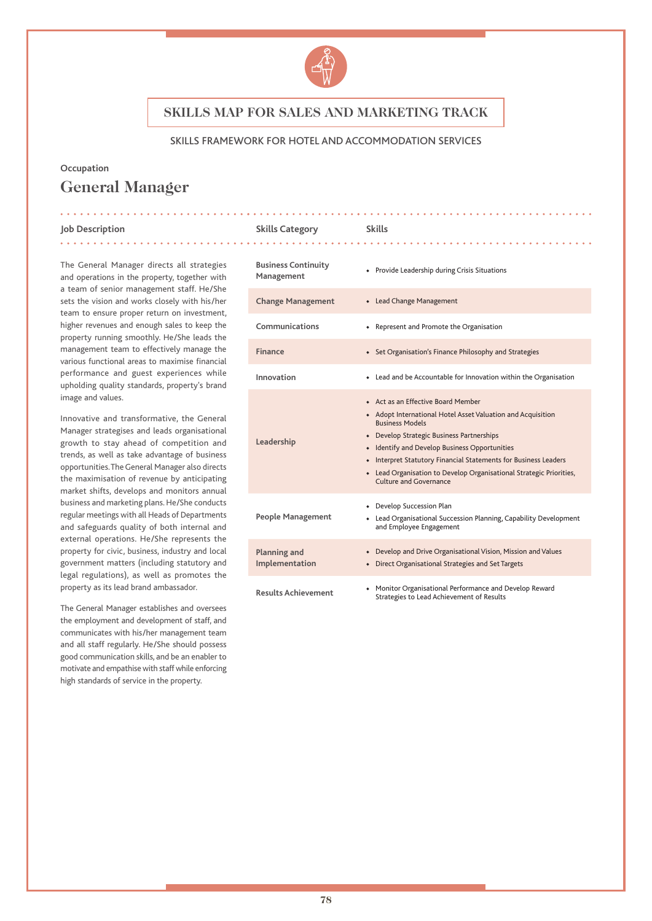# SKILLS MAP FOR SALES AND MARKETING TRACK

SKILLS FRAMEWORK FOR HOTEL AND ACCOMMODATION SERVICES

Occupation

## General Manager

**Job Description**

The General Manager directs all strategies and operations in the property, together with a team of senior management staff. He/She sets the vision and works closely with his/her team to ensure proper return on investment, higher revenues and enough sales to keep the property running smoothly. He/She leads the management team to effectively manage the various functional areas to maximise financial performance and guest experiences while upholding quality standards, property's brand image and values.

Innovative and transformative, the General Manager strategises and leads organisational growth to stay ahead of competition and trends, as well as take advantage of business opportunities. The General Manager also directs the maximisation of revenue by anticipating market shifts, develops and monitors annual business and marketing plans. He/She conducts regular meetings with all Heads of Departments and safeguards quality of both internal and external operations. He/She represents the property for civic, business, industry and local government matters (including statutory and legal regulations), as well as promotes the property as its lead brand ambassador.

The General Manager establishes and oversees the employment and development of staff, and communicates with his/her management team and all staff regularly. He/She should possess good communication skills, and be an enabler to motivate and empathise with staff while enforcing high standards of service in the property.

| Skills Category | Skills |
|---|---|
| Business Continuity Management | • Provide Leadership during Crisis Situations |
| Change Management | • Lead Change Management |
| Communications | • Represent and Promote the Organisation |
| Finance | • Set Organisation's Finance Philosophy and Strategies |
| Innovation | • Lead and be Accountable for Innovation within the Organisation |
| Leadership | • Act as an Effective Board Member<br>• Adopt International Hotel Asset Valuation and Acquisition Business Models<br>• Develop Strategic Business Partnerships<br>• Identify and Develop Business Opportunities<br>• Interpret Statutory Financial Statements for Business Leaders<br>• Lead Organisation to Develop Organisational Strategic Priorities, Culture and Governance |
| People Management | • Develop Succession Plan<br>• Lead Organisational Succession Planning, Capability Development and Employee Engagement |
| Planning and Implementation | • Develop and Drive Organisational Vision, Mission and Values<br>• Direct Organisational Strategies and Set Targets |
| Results Achievement | • Monitor Organisational Performance and Develop Reward Strategies to Lead Achievement of Results |